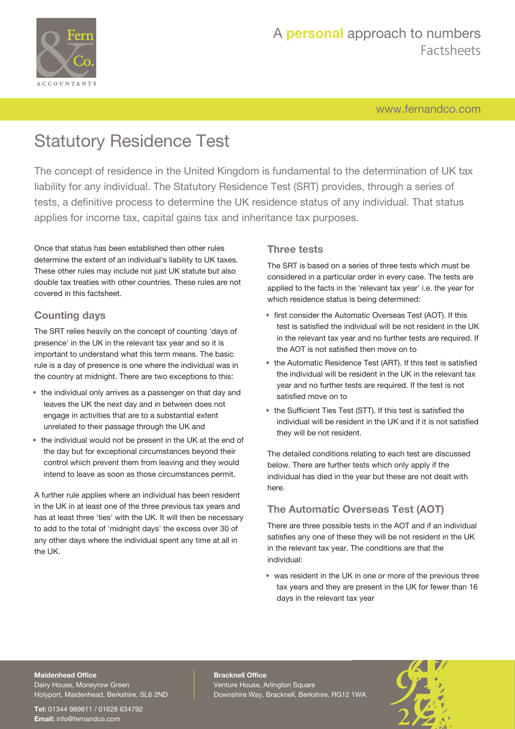# Statistical Residence Test

The concept of residence in the United Kingdom is fundamental to the determination of UK tax liability for any individual. The Statutory Residence Test (SRT) provides, through a series of tests, a definitive process to determine the UK residence status of any individual. That status applies for income tax, capital gains tax and inheritance tax purposes.

Once that status has been established then other rules determine the extent of an individual's liability to UK taxes. These other rules may include not just UK statute but also double tax treaties with other countries. These rules are not covered in this factsheet.

## Counting days

The SRT relies heavily on the concept of counting 'days of presence' in the UK in the relevant tax year and so it is important to understand what this term means. The basic rule is a day of presence is one where the individual was in the country at midnight. There are two exceptions to this:

- the individual only arrives as a passenger on that day and leaves the UK the next day and in between does not engage in activities that are to a substantial extent unrelated to their passage through the UK and
- the individual would not be present in the UK at the end of the day but for exceptional circumstances beyond their control which prevent them from leaving and they would intend to leave as soon as those circumstances permit.

A further rule applies where an individual has been resident in the UK in at least one of the three previous tax years and has at least three 'ties' with the UK. It will then be necessary to add to the total of 'midnight days' the excess over 30 of any other days where the individual spent any time at all in the UK.

## Three tests

The SRT is based on a series of three tests which must be considered in a particular order in every case. The tests are applied to the facts in the 'relevant tax year' i.e. the year for which residence status is being determined:

- first consider the Automatic Overseas Test (AOT). If this test is satisfied the individual will be not resident in the UK in the relevant tax year and no further tests are required. If the AOT is not satisfied then move on to
- the Automatic Residence Test (ART). If this test is satisfied the individual will be resident in the UK in the relevant tax year and no further tests are required. If the test is not satisfied move on to
- the Sufficient Ties Test (STT). If this test is satisfied the individual will be resident in the UK and if it is not satisfied they will be not resident.

The detailed conditions relating to each test are discussed below. There are further tests which only apply if the individual has died in the year but these are not dealt with here.

## The Automatic Overseas Test (AOT)

There are three possible tests in the AOT and if an individual satisfies any one of these they will be not resident in the UK in the relevant tax year. The conditions are that the individual:

- was resident in the UK in one or more of the previous three tax years and they are present in the UK for fewer than 16 days in the relevant tax year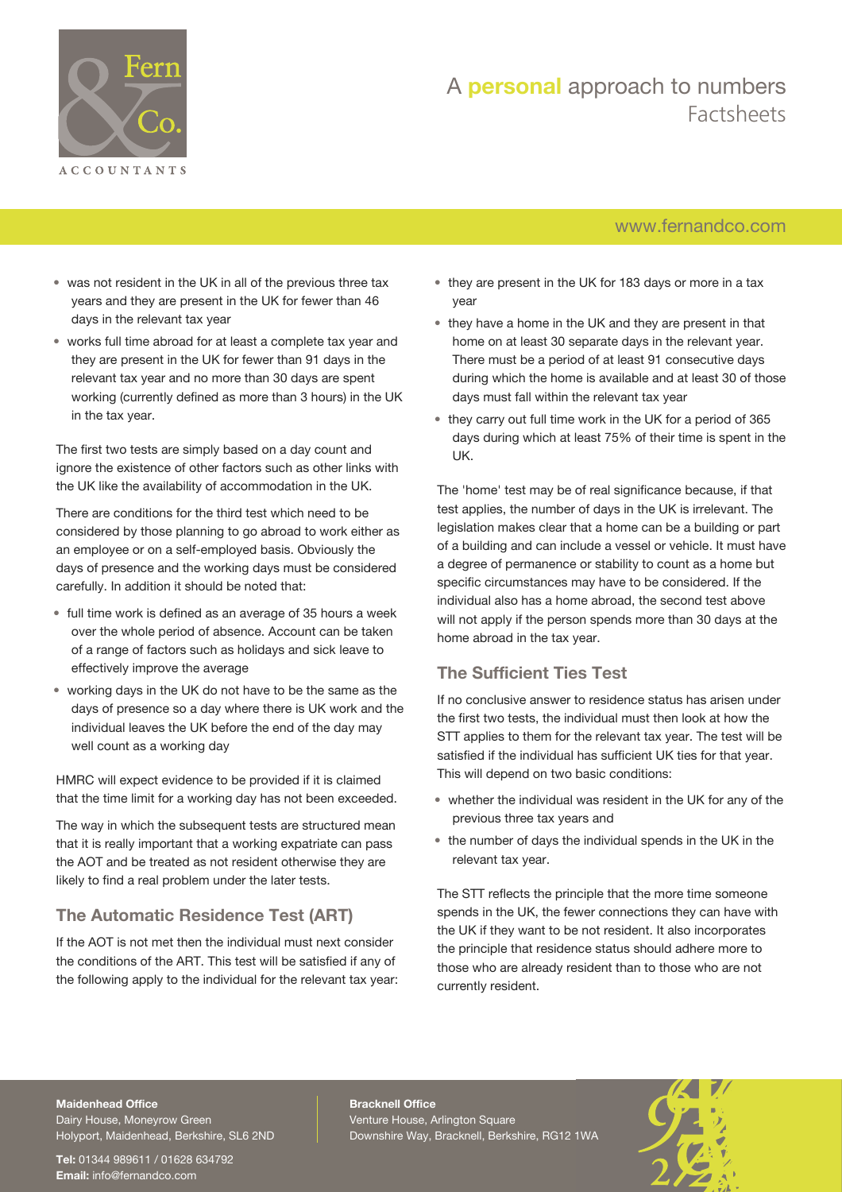- was not resident in the UK in all of the previous three tax years and they are present in the UK for fewer than 46 days in the relevant tax year
- works full time abroad for at least a complete tax year and they are present in the UK for fewer than 91 days in the relevant tax year and no more than 30 days are spent working (currently defined as more than 3 hours) in the UK in the tax year.

The first two tests are simply based on a day count and ignore the existence of other factors such as other links with the UK like the availability of accommodation in the UK.

There are conditions for the third test which need to be considered by those planning to go abroad to work either as an employee or on a self-employed basis. Obviously the days of presence and the working days must be considered carefully. In addition it should be noted that:

- full time work is defined as an average of 35 hours a week over the whole period of absence. Account can be taken of a range of factors such as holidays and sick leave to effectively improve the average
- working days in the UK do not have to be the same as the days of presence so a day where there is UK work and the individual leaves the UK before the end of the day may well count as a working day

HMRC will expect evidence to be provided if it is claimed that the time limit for a working day has not been exceeded.

The way in which the subsequent tests are structured mean that it is really important that a working expatriate can pass the AOT and be treated as not resident otherwise they are likely to find a real problem under the later tests.

## The Automatic Residence Test (ART)

If the AOT is not met then the individual must next consider the conditions of the ART. This test will be satisfied if any of the following apply to the individual for the relevant tax year:

- they are present in the UK for 183 days or more in a tax year
- they have a home in the UK and they are present in that home on at least 30 separate days in the relevant year. There must be a period of at least 91 consecutive days during which the home is available and at least 30 of those days must fall within the relevant tax year
- they carry out full time work in the UK for a period of 365 days during which at least 75% of their time is spent in the UK.

The 'home' test may be of real significance because, if that test applies, the number of days in the UK is irrelevant. The legislation makes clear that a home can be a building or part of a building and can include a vessel or vehicle. It must have a degree of permanence or stability to count as a home but specific circumstances may have to be considered. If the individual also has a home abroad, the second test above will not apply if the person spends more than 30 days at the home abroad in the tax year.

## The Sufficient Ties Test

If no conclusive answer to residence status has arisen under the first two tests, the individual must then look at how the STT applies to them for the relevant tax year. The test will be satisfied if the individual has sufficient UK ties for that year. This will depend on two basic conditions:

- whether the individual was resident in the UK for any of the previous three tax years and
- the number of days the individual spends in the UK in the relevant tax year.

The STT reflects the principle that the more time someone spends in the UK, the fewer connections they can have with the UK if they want to be not resident. It also incorporates the principle that residence status should adhere more to those who are already resident than to those who are not currently resident.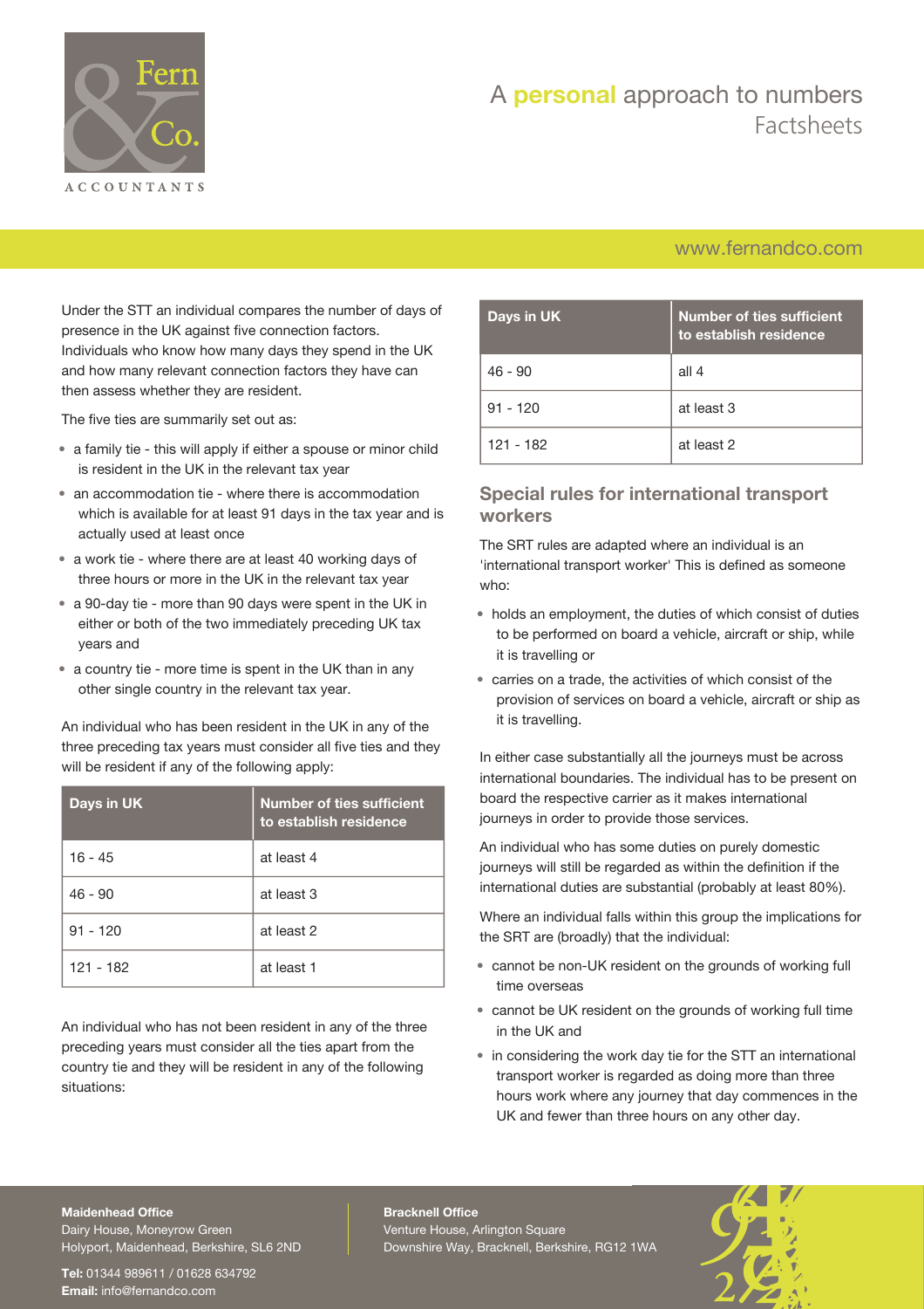Under the STT an individual compares the number of days of presence in the UK against five connection factors. Individuals who know how many days they spend in the UK and how many relevant connection factors they have can then assess whether they are resident.

The five ties are summarily set out as:

- a family tie - this will apply if either a spouse or minor child is resident in the UK in the relevant tax year
- an accommodation tie - where there is accommodation which is available for at least 91 days in the tax year and is actually used at least once
- a work tie - where there are at least 40 working days of three hours or more in the UK in the relevant tax year
- a 90-day tie - more than 90 days were spent in the UK in either or both of the two immediately preceding UK tax years and
- a country tie - more time is spent in the UK than in any other single country in the relevant tax year.

An individual who has been resident in the UK in any of the three preceding tax years must consider all five ties and they will be resident if any of the following apply:

| Days in UK | Number of ties sufficient to establish residence |
|---|---|
| 16 - 45 | at least 4 |
| 46 - 90 | at least 3 |
| 91 - 120 | at least 2 |
| 121 - 182 | at least 1 |

An individual who has not been resident in any of the three preceding years must consider all the ties apart from the country tie and they will be resident in any of the following situations:

| Days in UK | Number of ties sufficient to establish residence |
|---|---|
| 46 - 90 | all 4 |
| 91 - 120 | at least 3 |
| 121 - 182 | at least 2 |

## Special rules for international transport workers

The SRT rules are adapted where an individual is an 'international transport worker' This is defined as someone who:

- holds an employment, the duties of which consist of duties to be performed on board a vehicle, aircraft or ship, while it is travelling or
- carries on a trade, the activities of which consist of the provision of services on board a vehicle, aircraft or ship as it is travelling.

In either case substantially all the journeys must be across international boundaries. The individual has to be present on board the respective carrier as it makes international journeys in order to provide those services.

An individual who has some duties on purely domestic journeys will still be regarded as within the definition if the international duties are substantial (probably at least 80%).

Where an individual falls within this group the implications for the SRT are (broadly) that the individual:

- cannot be non-UK resident on the grounds of working full time overseas
- cannot be UK resident on the grounds of working full time in the UK and
- in considering the work day tie for the STT an international transport worker is regarded as doing more than three hours work where any journey that day commences in the UK and fewer than three hours on any other day.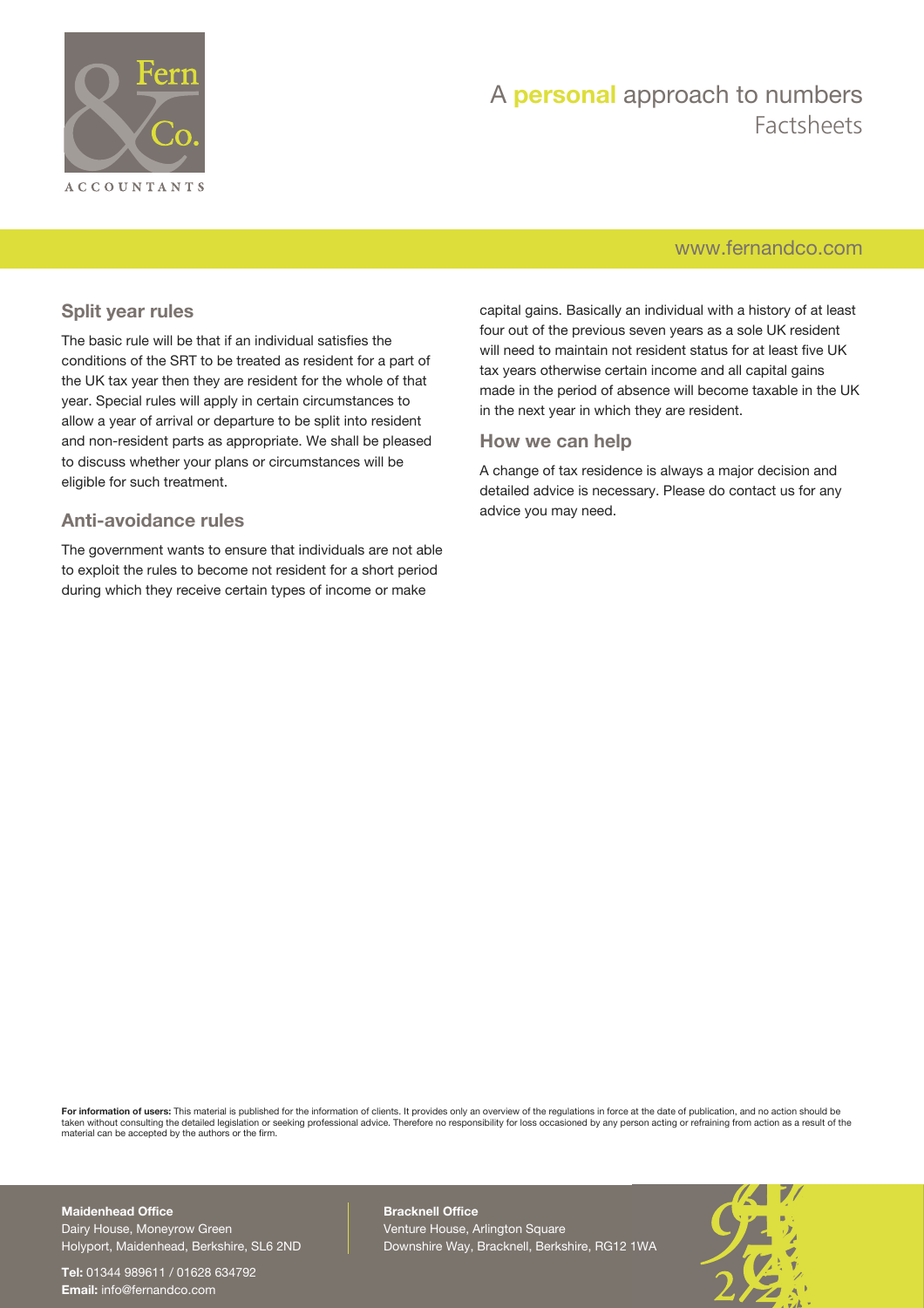## Split year rules

The basic rule will be that if an individual satisfies the conditions of the SRT to be treated as resident for a part of the UK tax year then they are resident for the whole of that year. Special rules will apply in certain circumstances to allow a year of arrival or departure to be split into resident and non-resident parts as appropriate. We shall be pleased to discuss whether your plans or circumstances will be eligible for such treatment.

## Anti-avoidance rules

The government wants to ensure that individuals are not able to exploit the rules to become not resident for a short period during which they receive certain types of income or make capital gains. Basically an individual with a history of at least four out of the previous seven years as a sole UK resident will need to maintain not resident status for at least five UK tax years otherwise certain income and all capital gains made in the period of absence will become taxable in the UK in the next year in which they are resident.

## How we can help

A change of tax residence is always a major decision and detailed advice is necessary. Please do contact us for any advice you may need.

**For information of users:** This material is published for the information of clients. It provides only an overview of the regulations in force at the date of publication, and no action should be taken without consulting the detailed legislation or seeking professional advice. Therefore no responsibility for loss occasioned by any person acting or refraining from action as a result of the material can be accepted by the authors or the firm.